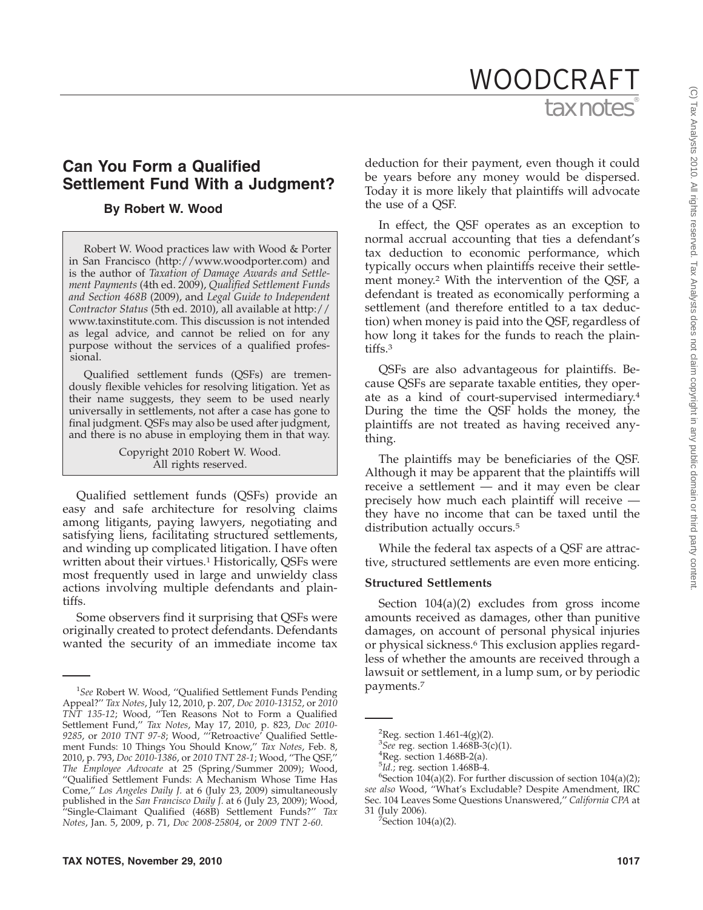# Can You Form a Qualified Settlement Fund With a Judgment?

**By Robert W. Wood**

Robert W. Wood practices law with Wood & Porter in San Francisco (http://www.woodporter.com) and is the author of *Taxation of Damage Awards and Settlement Payments* (4th ed. 2009), *Qualified Settlement Funds and Section 468B* (2009), and *Legal Guide to Independent Contractor Status* (5th ed. 2010), all available at http://www.taxinstitute.com. This discussion is not intended as legal advice, and cannot be relied on for any purpose without the services of a qualified professional.

Qualified settlement funds (QSFs) are tremendously flexible vehicles for resolving litigation. Yet as their name suggests, they seem to be used nearly universally in settlements, not after a case has gone to final judgment. QSFs may also be used after judgment, and there is no abuse in employing them in that way.

Copyright 2010 Robert W. Wood. All rights reserved.

Qualified settlement funds (QSFs) provide an easy and safe architecture for resolving claims among litigants, paying lawyers, negotiating and satisfying liens, facilitating structured settlements, and winding up complicated litigation. I have often written about their virtues.[1] Historically, QSFs were most frequently used in large and unwieldy class actions involving multiple defendants and plaintiffs.

Some observers find it surprising that QSFs were originally created to protect defendants. Defendants wanted the security of an immediate income tax deduction for their payment, even though it could be years before any money would be dispersed. Today it is more likely that plaintiffs will advocate the use of a QSF.

In effect, the QSF operates as an exception to normal accrual accounting that ties a defendant's tax deduction to economic performance, which typically occurs when plaintiffs receive their settlement money.[2] With the intervention of the QSF, a defendant is treated as economically performing a settlement (and therefore entitled to a tax deduction) when money is paid into the QSF, regardless of how long it takes for the funds to reach the plaintiffs.[3]

QSFs are also advantageous for plaintiffs. Because QSFs are separate taxable entities, they operate as a kind of court-supervised intermediary.[4] During the time the QSF holds the money, the plaintiffs are not treated as having received anything.

The plaintiffs may be beneficiaries of the QSF. Although it may be apparent that the plaintiffs will receive a settlement — and it may even be clear precisely how much each plaintiff will receive — they have no income that can be taxed until the distribution actually occurs.[5]

While the federal tax aspects of a QSF are attractive, structured settlements are even more enticing.

**Structured Settlements**

Section 104(a)(2) excludes from gross income amounts received as damages, other than punitive damages, on account of personal physical injuries or physical sickness.[6] This exclusion applies regardless of whether the amounts are received through a lawsuit or settlement, in a lump sum, or by periodic payments.[7]

---

[1] *See* Robert W. Wood, "Qualified Settlement Funds Pending Appeal?" *Tax Notes*, July 12, 2010, p. 207, *Doc 2010-13152*, or *2010 TNT 135-12*; Wood, "Ten Reasons Not to Form a Qualified Settlement Fund," *Tax Notes*, May 17, 2010, p. 823, *Doc 2010-9285*, or *2010 TNT 97-8*; Wood, "'Retroactive' Qualified Settlement Funds: 10 Things You Should Know," *Tax Notes*, Feb. 8, 2010, p. 793, *Doc 2010-1386*, or *2010 TNT 28-1*; Wood, "The QSF," *The Employee Advocate* at 25 (Spring/Summer 2009); Wood, "Qualified Settlement Funds: A Mechanism Whose Time Has Come," *Los Angeles Daily J.* at 6 (July 23, 2009) simultaneously published in the *San Francisco Daily J.* at 6 (July 23, 2009); Wood, "Single-Claimant Qualified (468B) Settlement Funds?" *Tax Notes*, Jan. 5, 2009, p. 71, *Doc 2008-25804*, or *2009 TNT 2-60*.

[2] Reg. section 1.461-4(g)(2).

[3] *See* reg. section 1.468B-3(c)(1).

[4] Reg. section 1.468B-2(a).

[5] *Id.*; reg. section 1.468B-4.

[6] Section 104(a)(2). For further discussion of section 104(a)(2); *see also* Wood, "What's Excludable? Despite Amendment, IRC Sec. 104 Leaves Some Questions Unanswered," *California CPA* at 31 (July 2006).

[7] Section 104(a)(2).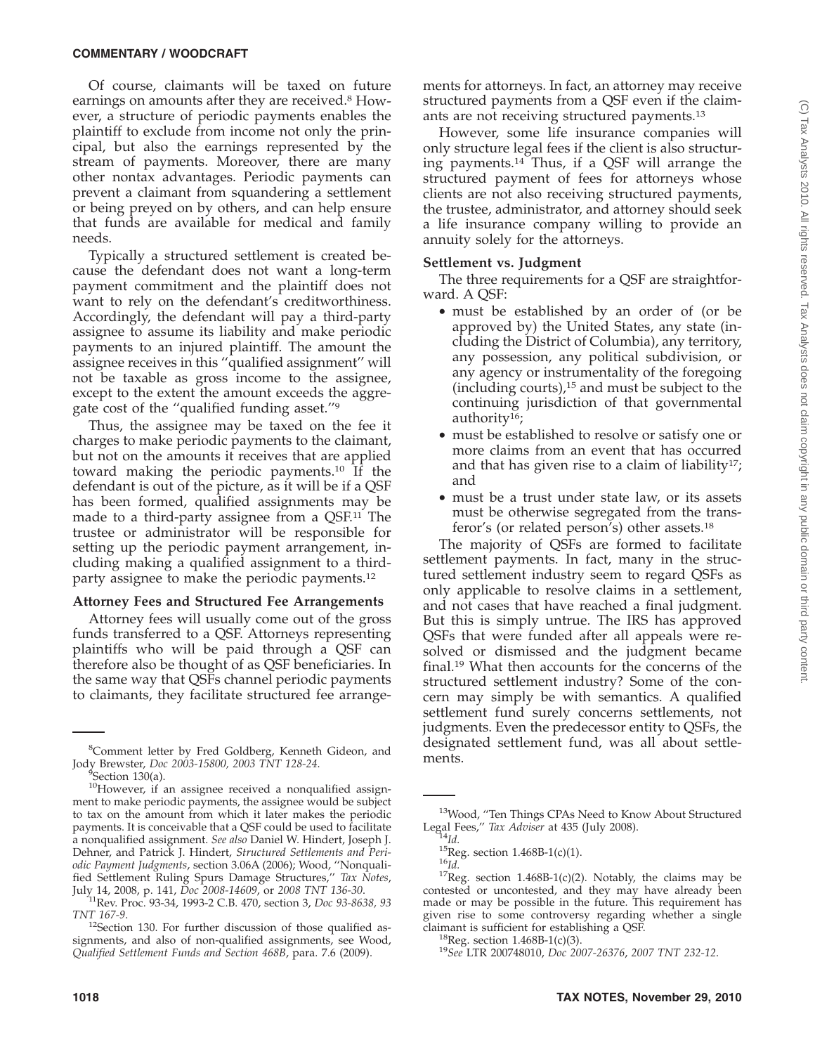Of course, claimants will be taxed on future earnings on amounts after they are received.[8] However, a structure of periodic payments enables the plaintiff to exclude from income not only the principal, but also the earnings represented by the stream of payments. Moreover, there are many other nontax advantages. Periodic payments can prevent a claimant from squandering a settlement or being preyed on by others, and can help ensure that funds are available for medical and family needs.

Typically a structured settlement is created because the defendant does not want a long-term payment commitment and the plaintiff does not want to rely on the defendant's creditworthiness. Accordingly, the defendant will pay a third-party assignee to assume its liability and make periodic payments to an injured plaintiff. The amount the assignee receives in this "qualified assignment" will not be taxable as gross income to the assignee, except to the extent the amount exceeds the aggregate cost of the "qualified funding asset."[9]

Thus, the assignee may be taxed on the fee it charges to make periodic payments to the claimant, but not on the amounts it receives that are applied toward making the periodic payments.[10] If the defendant is out of the picture, as it will be if a QSF has been formed, qualified assignments may be made to a third-party assignee from a QSF.[11] The trustee or administrator will be responsible for setting up the periodic payment arrangement, including making a qualified assignment to a third-party assignee to make the periodic payments.[12]

### Attorney Fees and Structured Fee Arrangements

Attorney fees will usually come out of the gross funds transferred to a QSF. Attorneys representing plaintiffs who will be paid through a QSF can therefore also be thought of as QSF beneficiaries. In the same way that QSFs channel periodic payments to claimants, they facilitate structured fee arrangements for attorneys. In fact, an attorney may receive structured payments from a QSF even if the claimants are not receiving structured payments.[13]

However, some life insurance companies will only structure legal fees if the client is also structuring payments.[14] Thus, if a QSF will arrange the structured payment of fees for attorneys whose clients are not also receiving structured payments, the trustee, administrator, and attorney should seek a life insurance company willing to provide an annuity solely for the attorneys.

### Settlement vs. Judgment

The three requirements for a QSF are straightforward. A QSF:

- must be established by an order of (or be approved by) the United States, any state (including the District of Columbia), any territory, any possession, any political subdivision, or any agency or instrumentality of the foregoing (including courts),[15] and must be subject to the continuing jurisdiction of that governmental authority[16];
- must be established to resolve or satisfy one or more claims from an event that has occurred and that has given rise to a claim of liability[17]; and
- must be a trust under state law, or its assets must be otherwise segregated from the transferor's (or related person's) other assets.[18]

The majority of QSFs are formed to facilitate settlement payments. In fact, many in the structured settlement industry seem to regard QSFs as only applicable to resolve claims in a settlement, and not cases that have reached a final judgment. But this is simply untrue. The IRS has approved QSFs that were funded after all appeals were resolved or dismissed and the judgment became final.[19] What then accounts for the concerns of the structured settlement industry? Some of the concern may simply be with semantics. A qualified settlement fund surely concerns settlements, not judgments. Even the predecessor entity to QSFs, the designated settlement fund, was all about settlements.

---

[8]Comment letter by Fred Goldberg, Kenneth Gideon, and Jody Brewster, *Doc 2003-15800, 2003 TNT 128-24.*

[9]Section 130(a).

[10]However, if an assignee received a nonqualified assignment to make periodic payments, the assignee would be subject to tax on the amount from which it later makes the periodic payments. It is conceivable that a QSF could be used to facilitate a nonqualified assignment. *See also* Daniel W. Hindert, Joseph J. Dehner, and Patrick J. Hindert, *Structured Settlements and Periodic Payment Judgments*, section 3.06A (2006); Wood, "Nonqualified Settlement Ruling Spurs Damage Structures," *Tax Notes*, July 14, 2008, p. 141, *Doc 2008-14609*, or *2008 TNT 136-30*.

[11]Rev. Proc. 93-34, 1993-2 C.B. 470, section 3, *Doc 93-8638, 93 TNT 167-9*.

[12]Section 130. For further discussion of those qualified assignments, and also of non-qualified assignments, see Wood, *Qualified Settlement Funds and Section 468B*, para. 7.6 (2009).

[13]Wood, "Ten Things CPAs Need to Know About Structured Legal Fees," *Tax Adviser* at 435 (July 2008).

[14]*Id.*

[15]Reg. section 1.468B-1(c)(1).

[16]*Id.*

[17]Reg. section 1.468B-1(c)(2). Notably, the claims may be contested or uncontested, and they may have already been made or may be possible in the future. This requirement has given rise to some controversy regarding whether a single claimant is sufficient for establishing a QSF.

[18]Reg. section 1.468B-1(c)(3).

[19]*See* LTR 200748010, *Doc 2007-26376, 2007 TNT 232-12.*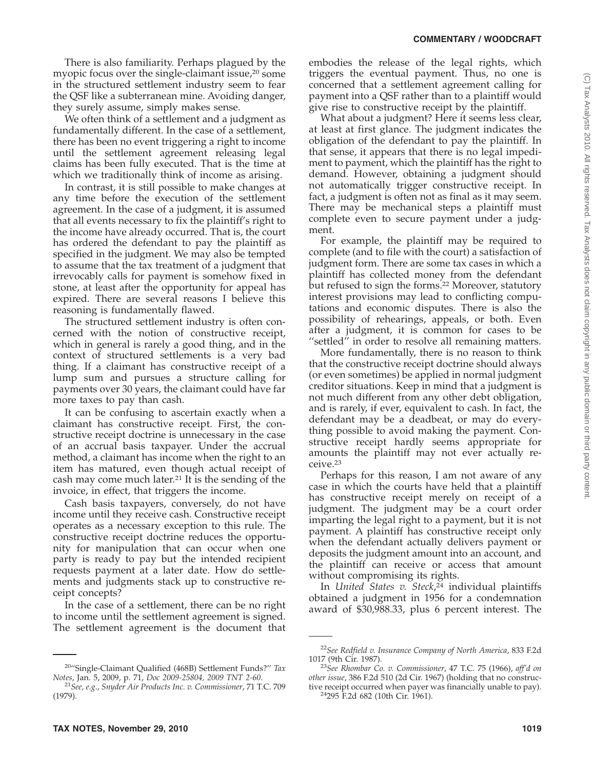There is also familiarity. Perhaps plagued by the myopic focus over the single-claimant issue,[20] some in the structured settlement industry seem to fear the QSF like a subterranean mine. Avoiding danger, they surely assume, simply makes sense.

We often think of a settlement and a judgment as fundamentally different. In the case of a settlement, there has been no event triggering a right to income until the settlement agreement releasing legal claims has been fully executed. That is the time at which we traditionally think of income as arising.

In contrast, it is still possible to make changes at any time before the execution of the settlement agreement. In the case of a judgment, it is assumed that all events necessary to fix the plaintiff's right to the income have already occurred. That is, the court has ordered the defendant to pay the plaintiff as specified in the judgment. We may also be tempted to assume that the tax treatment of a judgment that irrevocably calls for payment is somehow fixed in stone, at least after the opportunity for appeal has expired. There are several reasons I believe this reasoning is fundamentally flawed.

The structured settlement industry is often concerned with the notion of constructive receipt, which in general is rarely a good thing, and in the context of structured settlements is a very bad thing. If a claimant has constructive receipt of a lump sum and pursues a structure calling for payments over 30 years, the claimant could have far more taxes to pay than cash.

It can be confusing to ascertain exactly when a claimant has constructive receipt. First, the constructive receipt doctrine is unnecessary in the case of an accrual basis taxpayer. Under the accrual method, a claimant has income when the right to an item has matured, even though actual receipt of cash may come much later.[21] It is the sending of the invoice, in effect, that triggers the income.

Cash basis taxpayers, conversely, do not have income until they receive cash. Constructive receipt operates as a necessary exception to this rule. The constructive receipt doctrine reduces the opportunity for manipulation that can occur when one party is ready to pay but the intended recipient requests payment at a later date. How do settlements and judgments stack up to constructive receipt concepts?

In the case of a settlement, there can be no right to income until the settlement agreement is signed. The settlement agreement is the document that embodies the release of the legal rights, which triggers the eventual payment. Thus, no one is concerned that a settlement agreement calling for payment into a QSF rather than to a plaintiff would give rise to constructive receipt by the plaintiff.

What about a judgment? Here it seems less clear, at least at first glance. The judgment indicates the obligation of the defendant to pay the plaintiff. In that sense, it appears that there is no legal impediment to payment, which the plaintiff has the right to demand. However, obtaining a judgment should not automatically trigger constructive receipt. In fact, a judgment is often not as final as it may seem. There may be mechanical steps a plaintiff must complete even to secure payment under a judgment.

For example, the plaintiff may be required to complete (and to file with the court) a satisfaction of judgment form. There are some tax cases in which a plaintiff has collected money from the defendant but refused to sign the forms.[22] Moreover, statutory interest provisions may lead to conflicting computations and economic disputes. There is also the possibility of rehearings, appeals, or both. Even after a judgment, it is common for cases to be "settled" in order to resolve all remaining matters.

More fundamentally, there is no reason to think that the constructive receipt doctrine should always (or even sometimes) be applied in normal judgment creditor situations. Keep in mind that a judgment is not much different from any other debt obligation, and is rarely, if ever, equivalent to cash. In fact, the defendant may be a deadbeat, or may do everything possible to avoid making the payment. Constructive receipt hardly seems appropriate for amounts the plaintiff may not ever actually receive.[23]

Perhaps for this reason, I am not aware of any case in which the courts have held that a plaintiff has constructive receipt merely on receipt of a judgment. The judgment may be a court order imparting the legal right to a payment, but it is not payment. A plaintiff has constructive receipt only when the defendant actually delivers payment or deposits the judgment amount into an account, and the plaintiff can receive or access that amount without compromising its rights.

In *United States v. Steck*,[24] individual plaintiffs obtained a judgment in 1956 for a condemnation award of $30,988.33, plus 6 percent interest. The

---

[20]"Single-Claimant Qualified (468B) Settlement Funds?" *Tax Notes*, Jan. 5, 2009, p. 71, *Doc 2009-25804*, *2009 TNT 2-60*.

[21]*See, e.g.*, *Snyder Air Products Inc. v. Commissioner*, 71 T.C. 709 (1979).

[22]*See Redfield v. Insurance Company of North America*, 833 F.2d 1017 (9th Cir. 1987).

[23]*See Rhombar Co. v. Commissioner*, 47 T.C. 75 (1966), *aff'd on other issue*, 386 F.2d 510 (2d Cir. 1967) (holding that no constructive receipt occurred when payer was financially unable to pay).

[24]295 F.2d 682 (10th Cir. 1961).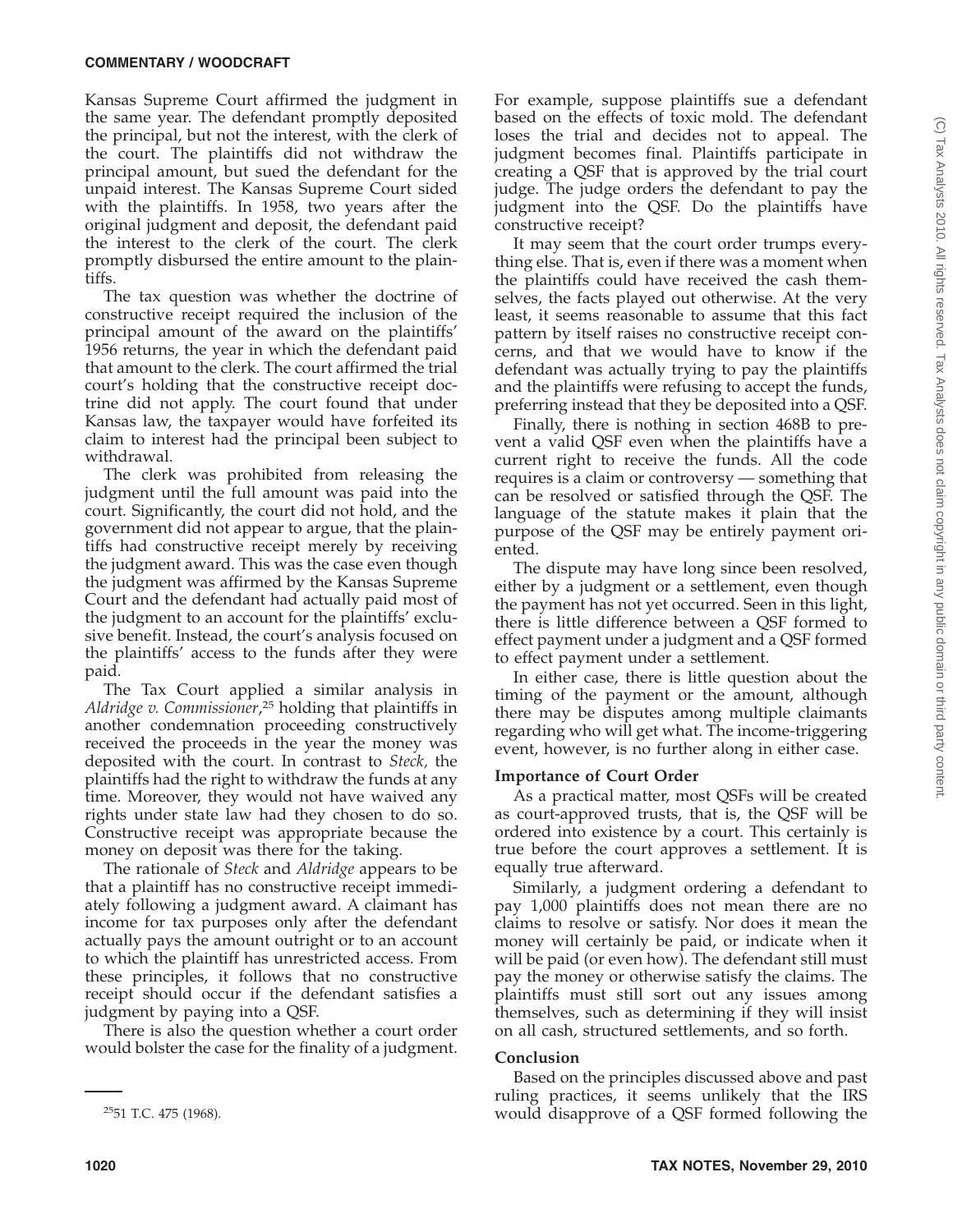Kansas Supreme Court affirmed the judgment in the same year. The defendant promptly deposited the principal, but not the interest, with the clerk of the court. The plaintiffs did not withdraw the principal amount, but sued the defendant for the unpaid interest. The Kansas Supreme Court sided with the plaintiffs. In 1958, two years after the original judgment and deposit, the defendant paid the interest to the clerk of the court. The clerk promptly disbursed the entire amount to the plaintiffs.

The tax question was whether the doctrine of constructive receipt required the inclusion of the principal amount of the award on the plaintiffs' 1956 returns, the year in which the defendant paid that amount to the clerk. The court affirmed the trial court's holding that the constructive receipt doctrine did not apply. The court found that under Kansas law, the taxpayer would have forfeited its claim to interest had the principal been subject to withdrawal.

The clerk was prohibited from releasing the judgment until the full amount was paid into the court. Significantly, the court did not hold, and the government did not appear to argue, that the plaintiffs had constructive receipt merely by receiving the judgment award. This was the case even though the judgment was affirmed by the Kansas Supreme Court and the defendant had actually paid most of the judgment to an account for the plaintiffs' exclusive benefit. Instead, the court's analysis focused on the plaintiffs' access to the funds after they were paid.

The Tax Court applied a similar analysis in *Aldridge v. Commissioner*,[25] holding that plaintiffs in another condemnation proceeding constructively received the proceeds in the year the money was deposited with the court. In contrast to *Steck,* the plaintiffs had the right to withdraw the funds at any time. Moreover, they would not have waived any rights under state law had they chosen to do so. Constructive receipt was appropriate because the money on deposit was there for the taking.

The rationale of *Steck* and *Aldridge* appears to be that a plaintiff has no constructive receipt immediately following a judgment award. A claimant has income for tax purposes only after the defendant actually pays the amount outright or to an account to which the plaintiff has unrestricted access. From these principles, it follows that no constructive receipt should occur if the defendant satisfies a judgment by paying into a QSF.

There is also the question whether a court order would bolster the case for the finality of a judgment. For example, suppose plaintiffs sue a defendant based on the effects of toxic mold. The defendant loses the trial and decides not to appeal. The judgment becomes final. Plaintiffs participate in creating a QSF that is approved by the trial court judge. The judge orders the defendant to pay the judgment into the QSF. Do the plaintiffs have constructive receipt?

It may seem that the court order trumps everything else. That is, even if there was a moment when the plaintiffs could have received the cash themselves, the facts played out otherwise. At the very least, it seems reasonable to assume that this fact pattern by itself raises no constructive receipt concerns, and that we would have to know if the defendant was actually trying to pay the plaintiffs and the plaintiffs were refusing to accept the funds, preferring instead that they be deposited into a QSF.

Finally, there is nothing in section 468B to prevent a valid QSF even when the plaintiffs have a current right to receive the funds. All the code requires is a claim or controversy — something that can be resolved or satisfied through the QSF. The language of the statute makes it plain that the purpose of the QSF may be entirely payment oriented.

The dispute may have long since been resolved, either by a judgment or a settlement, even though the payment has not yet occurred. Seen in this light, there is little difference between a QSF formed to effect payment under a judgment and a QSF formed to effect payment under a settlement.

In either case, there is little question about the timing of the payment or the amount, although there may be disputes among multiple claimants regarding who will get what. The income-triggering event, however, is no further along in either case.

**Importance of Court Order**

As a practical matter, most QSFs will be created as court-approved trusts, that is, the QSF will be ordered into existence by a court. This certainly is true before the court approves a settlement. It is equally true afterward.

Similarly, a judgment ordering a defendant to pay 1,000 plaintiffs does not mean there are no claims to resolve or satisfy. Nor does it mean the money will certainly be paid, or indicate when it will be paid (or even how). The defendant still must pay the money or otherwise satisfy the claims. The plaintiffs must still sort out any issues among themselves, such as determining if they will insist on all cash, structured settlements, and so forth.

**Conclusion**

Based on the principles discussed above and past ruling practices, it seems unlikely that the IRS would disapprove of a QSF formed following the

---

[25] 51 T.C. 475 (1968).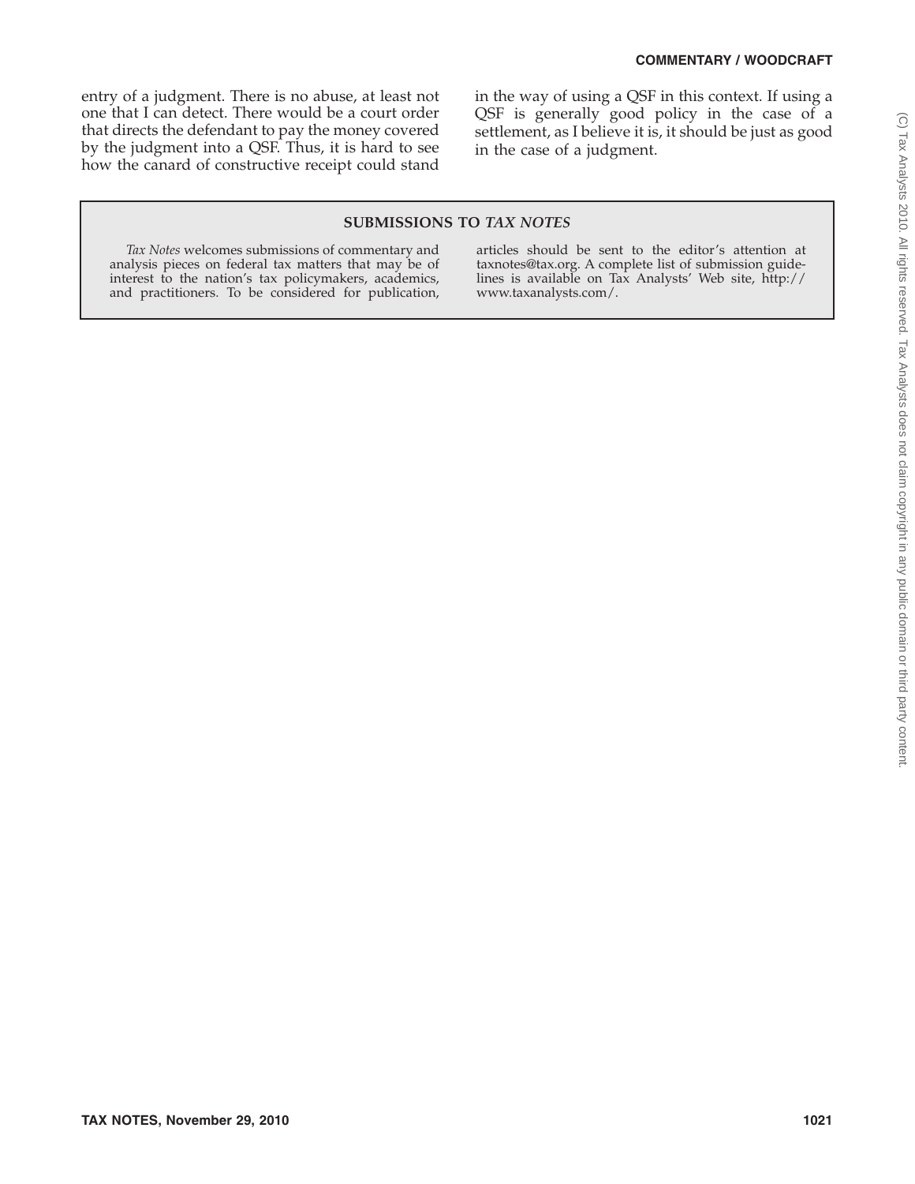entry of a judgment. There is no abuse, at least not one that I can detect. There would be a court order that directs the defendant to pay the money covered by the judgment into a QSF. Thus, it is hard to see how the canard of constructive receipt could stand in the way of using a QSF in this context. If using a QSF is generally good policy in the case of a settlement, as I believe it is, it should be just as good in the case of a judgment.

### SUBMISSIONS TO *TAX NOTES*

*Tax Notes* welcomes submissions of commentary and analysis pieces on federal tax matters that may be of interest to the nation's tax policymakers, academics, and practitioners. To be considered for publication, articles should be sent to the editor's attention at taxnotes@tax.org. A complete list of submission guidelines is available on Tax Analysts' Web site, http://www.taxanalysts.com/.